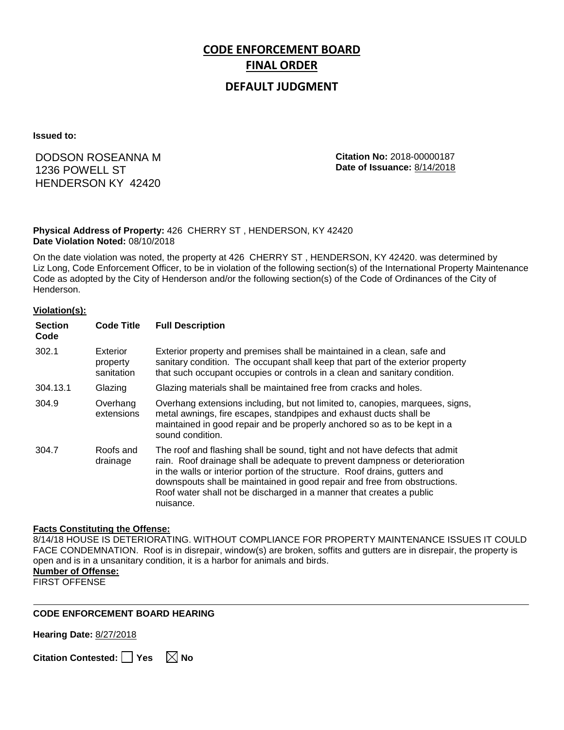# CODE ENFORCEMENT BOARD

# FINAL ORDER

## DEFAULT JUDGMENT

**Issued to:**

DODSON ROSEANNA M
1236 POWELL ST
HENDERSON KY 42420

**Citation No:** 2018-00000187
**Date of Issuance:** 8/14/2018

**Physical Address of Property:** 426 CHERRY ST , HENDERSON, KY 42420
**Date Violation Noted:** 08/10/2018

On the date violation was noted, the property at 426 CHERRY ST , HENDERSON, KY 42420. was determined by Liz Long, Code Enforcement Officer, to be in violation of the following section(s) of the International Property Maintenance Code as adopted by the City of Henderson and/or the following section(s) of the Code of Ordinances of the City of Henderson.

**Violation(s):**

| Section Code | Code Title | Full Description |
|---|---|---|
| 302.1 | Exterior property sanitation | Exterior property and premises shall be maintained in a clean, safe and sanitary condition. The occupant shall keep that part of the exterior property that such occupant occupies or controls in a clean and sanitary condition. |
| 304.13.1 | Glazing | Glazing materials shall be maintained free from cracks and holes. |
| 304.9 | Overhang extensions | Overhang extensions including, but not limited to, canopies, marquees, signs, metal awnings, fire escapes, standpipes and exhaust ducts shall be maintained in good repair and be properly anchored so as to be kept in a sound condition. |
| 304.7 | Roofs and drainage | The roof and flashing shall be sound, tight and not have defects that admit rain. Roof drainage shall be adequate to prevent dampness or deterioration in the walls or interior portion of the structure. Roof drains, gutters and downspouts shall be maintained in good repair and free from obstructions. Roof water shall not be discharged in a manner that creates a public nuisance. |

**Facts Constituting the Offense:**
8/14/18 HOUSE IS DETERIORATING. WITHOUT COMPLIANCE FOR PROPERTY MAINTENANCE ISSUES IT COULD FACE CONDEMNATION. Roof is in disrepair, window(s) are broken, soffits and gutters are in disrepair, the property is open and is in a unsanitary condition, it is a harbor for animals and birds.

**Number of Offense:**
FIRST OFFENSE

---

**CODE ENFORCEMENT BOARD HEARING**

**Hearing Date:** 8/27/2018

**Citation Contested:** ☐ Yes ☒ No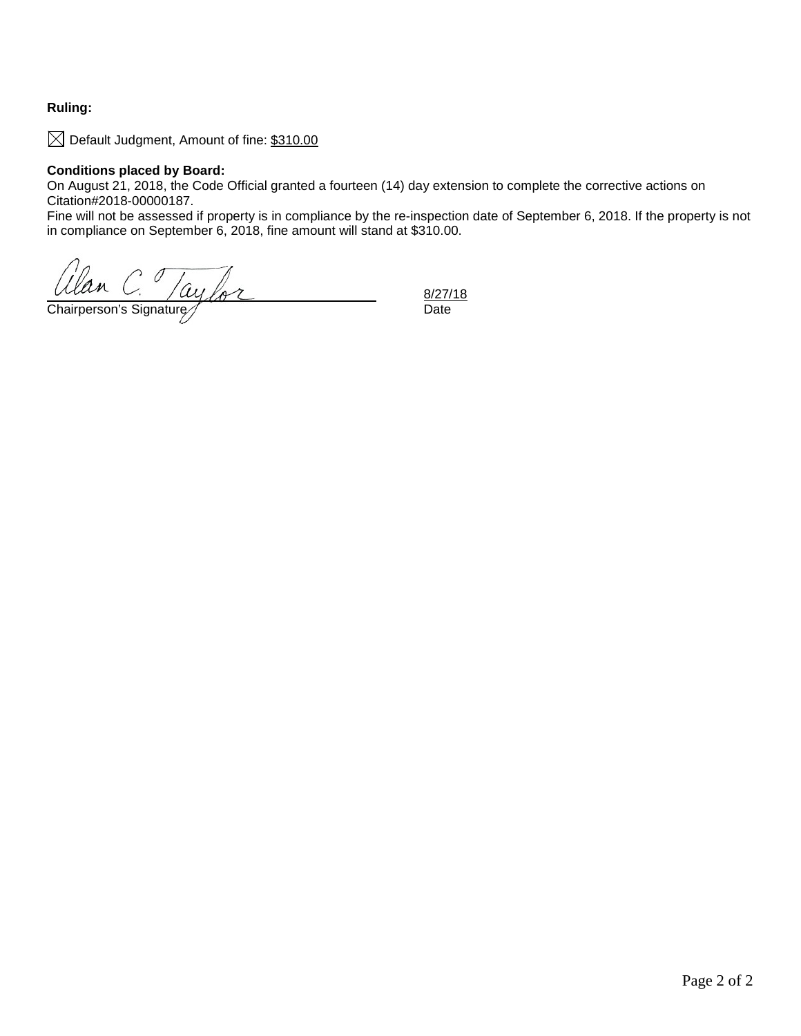**Ruling:**

☒ Default Judgment, Amount of fine: $310.00

**Conditions placed by Board:**

On August 21, 2018, the Code Official granted a fourteen (14) day extension to complete the corrective actions on Citation#2018-00000187.

Fine will not be assessed if property is in compliance by the re-inspection date of September 6, 2018. If the property is not in compliance on September 6, 2018, fine amount will stand at $310.00.

Alan C. Taylor — Chairperson's Signature

8/27/18 — Date